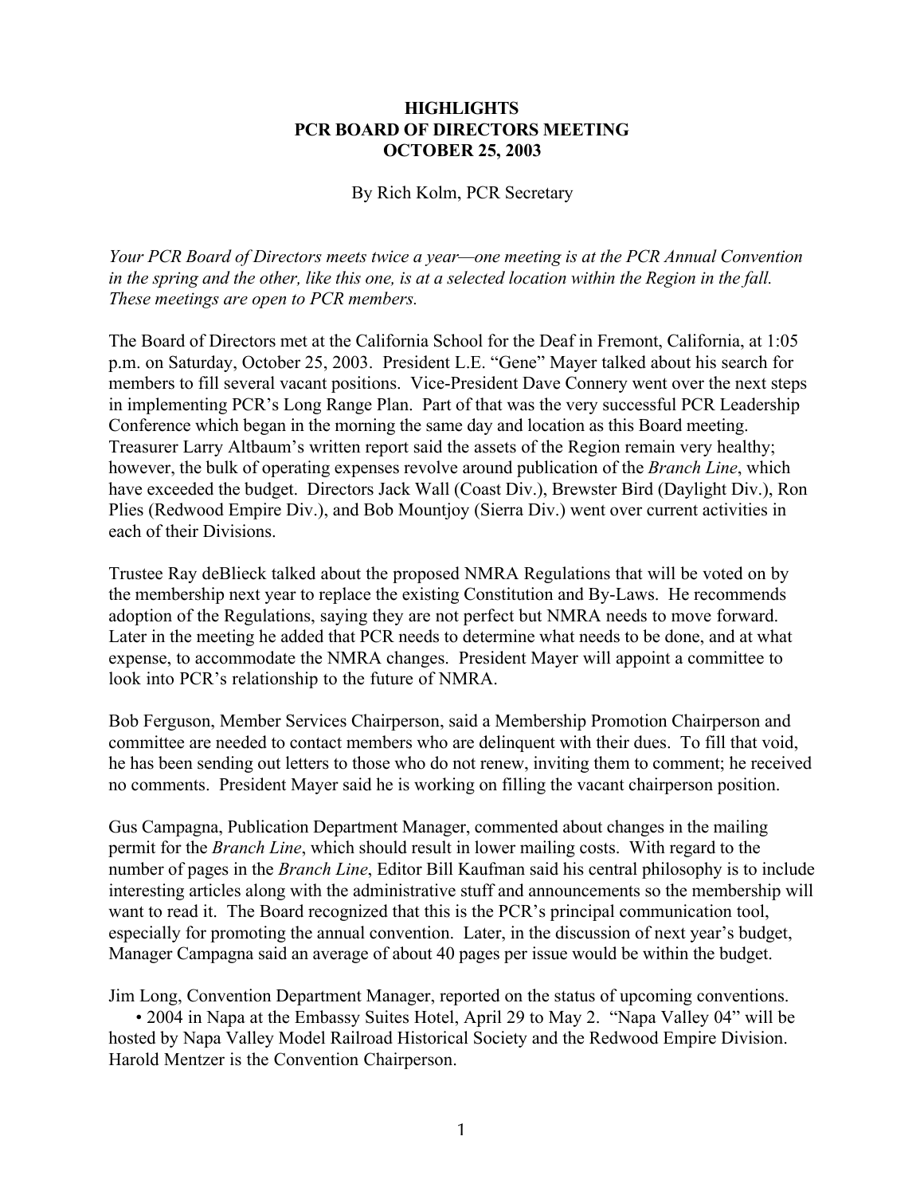# HIGHLIGHTS
# PCR BOARD OF DIRECTORS MEETING
# OCTOBER 25, 2003

By Rich Kolm, PCR Secretary

*Your PCR Board of Directors meets twice a year—one meeting is at the PCR Annual Convention in the spring and the other, like this one, is at a selected location within the Region in the fall. These meetings are open to PCR members.*

The Board of Directors met at the California School for the Deaf in Fremont, California, at 1:05 p.m. on Saturday, October 25, 2003. President L.E. "Gene" Mayer talked about his search for members to fill several vacant positions. Vice-President Dave Connery went over the next steps in implementing PCR's Long Range Plan. Part of that was the very successful PCR Leadership Conference which began in the morning the same day and location as this Board meeting. Treasurer Larry Altbaum's written report said the assets of the Region remain very healthy; however, the bulk of operating expenses revolve around publication of the *Branch Line*, which have exceeded the budget. Directors Jack Wall (Coast Div.), Brewster Bird (Daylight Div.), Ron Plies (Redwood Empire Div.), and Bob Mountjoy (Sierra Div.) went over current activities in each of their Divisions.

Trustee Ray deBlieck talked about the proposed NMRA Regulations that will be voted on by the membership next year to replace the existing Constitution and By-Laws. He recommends adoption of the Regulations, saying they are not perfect but NMRA needs to move forward. Later in the meeting he added that PCR needs to determine what needs to be done, and at what expense, to accommodate the NMRA changes. President Mayer will appoint a committee to look into PCR's relationship to the future of NMRA.

Bob Ferguson, Member Services Chairperson, said a Membership Promotion Chairperson and committee are needed to contact members who are delinquent with their dues. To fill that void, he has been sending out letters to those who do not renew, inviting them to comment; he received no comments. President Mayer said he is working on filling the vacant chairperson position.

Gus Campagna, Publication Department Manager, commented about changes in the mailing permit for the *Branch Line*, which should result in lower mailing costs. With regard to the number of pages in the *Branch Line*, Editor Bill Kaufman said his central philosophy is to include interesting articles along with the administrative stuff and announcements so the membership will want to read it. The Board recognized that this is the PCR's principal communication tool, especially for promoting the annual convention. Later, in the discussion of next year's budget, Manager Campagna said an average of about 40 pages per issue would be within the budget.

Jim Long, Convention Department Manager, reported on the status of upcoming conventions.

- 2004 in Napa at the Embassy Suites Hotel, April 29 to May 2. "Napa Valley 04" will be hosted by Napa Valley Model Railroad Historical Society and the Redwood Empire Division. Harold Mentzer is the Convention Chairperson.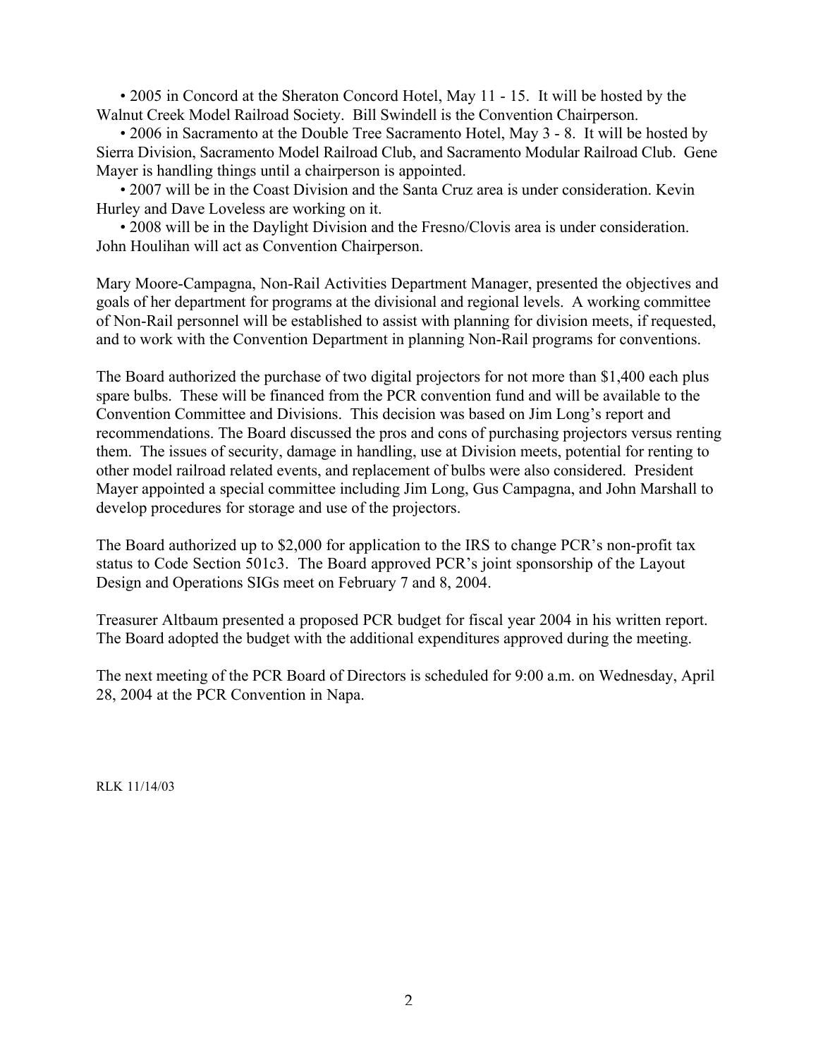• 2005 in Concord at the Sheraton Concord Hotel, May 11 - 15. It will be hosted by the Walnut Creek Model Railroad Society. Bill Swindell is the Convention Chairperson.

• 2006 in Sacramento at the Double Tree Sacramento Hotel, May 3 - 8. It will be hosted by Sierra Division, Sacramento Model Railroad Club, and Sacramento Modular Railroad Club. Gene Mayer is handling things until a chairperson is appointed.

• 2007 will be in the Coast Division and the Santa Cruz area is under consideration. Kevin Hurley and Dave Loveless are working on it.

• 2008 will be in the Daylight Division and the Fresno/Clovis area is under consideration. John Houlihan will act as Convention Chairperson.

Mary Moore-Campagna, Non-Rail Activities Department Manager, presented the objectives and goals of her department for programs at the divisional and regional levels. A working committee of Non-Rail personnel will be established to assist with planning for division meets, if requested, and to work with the Convention Department in planning Non-Rail programs for conventions.

The Board authorized the purchase of two digital projectors for not more than $1,400 each plus spare bulbs. These will be financed from the PCR convention fund and will be available to the Convention Committee and Divisions. This decision was based on Jim Long's report and recommendations. The Board discussed the pros and cons of purchasing projectors versus renting them. The issues of security, damage in handling, use at Division meets, potential for renting to other model railroad related events, and replacement of bulbs were also considered. President Mayer appointed a special committee including Jim Long, Gus Campagna, and John Marshall to develop procedures for storage and use of the projectors.

The Board authorized up to $2,000 for application to the IRS to change PCR's non-profit tax status to Code Section 501c3. The Board approved PCR's joint sponsorship of the Layout Design and Operations SIGs meet on February 7 and 8, 2004.

Treasurer Altbaum presented a proposed PCR budget for fiscal year 2004 in his written report. The Board adopted the budget with the additional expenditures approved during the meeting.

The next meeting of the PCR Board of Directors is scheduled for 9:00 a.m. on Wednesday, April 28, 2004 at the PCR Convention in Napa.

RLK 11/14/03